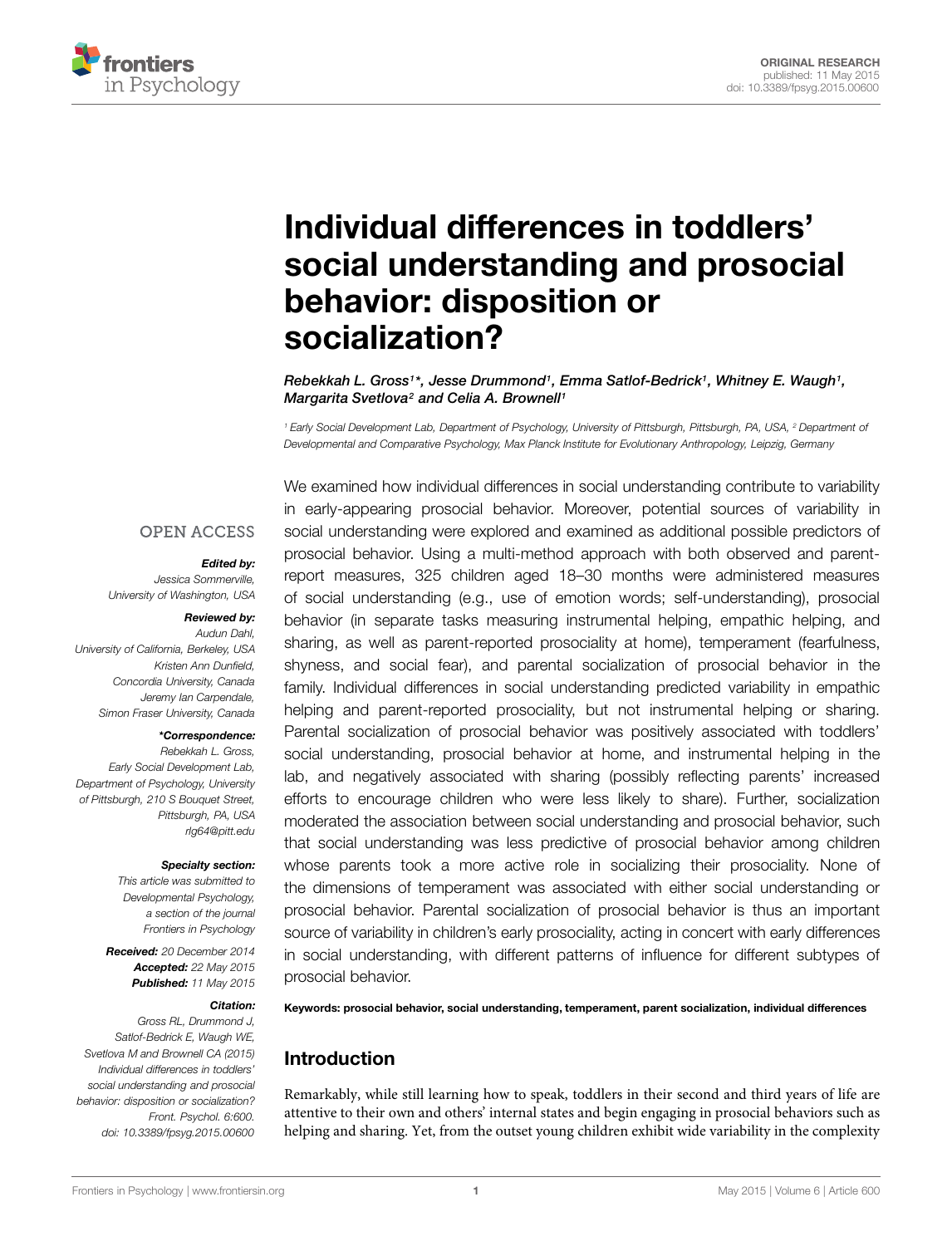ORIGINAL RESEARCH
published: 11 May 2015
doi: 10.3389/fpsyg.2015.00600

# Individual differences in toddlers' social understanding and prosocial behavior: disposition or socialization?

*Rebekkah L. Gross[1]\*, Jesse Drummond[1], Emma Satlof-Bedrick[1], Whitney E. Waugh[1], Margarita Svetlova[2] and Celia A. Brownell[1]*

[1] Early Social Development Lab, Department of Psychology, University of Pittsburgh, Pittsburgh, PA, USA, [2] Department of Developmental and Comparative Psychology, Max Planck Institute for Evolutionary Anthropology, Leipzig, Germany

OPEN ACCESS

***Edited by:***
*Jessica Sommerville, University of Washington, USA*

***Reviewed by:***
*Audun Dahl, University of California, Berkeley, USA*
*Kristen Ann Dunfield, Concordia University, Canada*
*Jeremy Ian Carpendale, Simon Fraser University, Canada*

***\*Correspondence:***
*Rebekkah L. Gross, Early Social Development Lab, Department of Psychology, University of Pittsburgh, 210 S Bouquet Street, Pittsburgh, PA, USA*
*rlg64@pitt.edu*

***Specialty section:***
*This article was submitted to Developmental Psychology, a section of the journal Frontiers in Psychology*

***Received:*** *20 December 2014*
***Accepted:*** *22 May 2015*
***Published:*** *11 May 2015*

***Citation:***
*Gross RL, Drummond J, Satlof-Bedrick E, Waugh WE, Svetlova M and Brownell CA (2015) Individual differences in toddlers' social understanding and prosocial behavior: disposition or socialization? Front. Psychol. 6:600. doi: 10.3389/fpsyg.2015.00600*

We examined how individual differences in social understanding contribute to variability in early-appearing prosocial behavior. Moreover, potential sources of variability in social understanding were explored and examined as additional possible predictors of prosocial behavior. Using a multi-method approach with both observed and parent-report measures, 325 children aged 18–30 months were administered measures of social understanding (e.g., use of emotion words; self-understanding), prosocial behavior (in separate tasks measuring instrumental helping, empathic helping, and sharing, as well as parent-reported prosociality at home), temperament (fearfulness, shyness, and social fear), and parental socialization of prosocial behavior in the family. Individual differences in social understanding predicted variability in empathic helping and parent-reported prosociality, but not instrumental helping or sharing. Parental socialization of prosocial behavior was positively associated with toddlers' social understanding, prosocial behavior at home, and instrumental helping in the lab, and negatively associated with sharing (possibly reflecting parents' increased efforts to encourage children who were less likely to share). Further, socialization moderated the association between social understanding and prosocial behavior, such that social understanding was less predictive of prosocial behavior among children whose parents took a more active role in socializing their prosociality. None of the dimensions of temperament was associated with either social understanding or prosocial behavior. Parental socialization of prosocial behavior is thus an important source of variability in children's early prosociality, acting in concert with early differences in social understanding, with different patterns of influence for different subtypes of prosocial behavior.

**Keywords: prosocial behavior, social understanding, temperament, parent socialization, individual differences**

## Introduction

Remarkably, while still learning how to speak, toddlers in their second and third years of life are attentive to their own and others' internal states and begin engaging in prosocial behaviors such as helping and sharing. Yet, from the outset young children exhibit wide variability in the complexity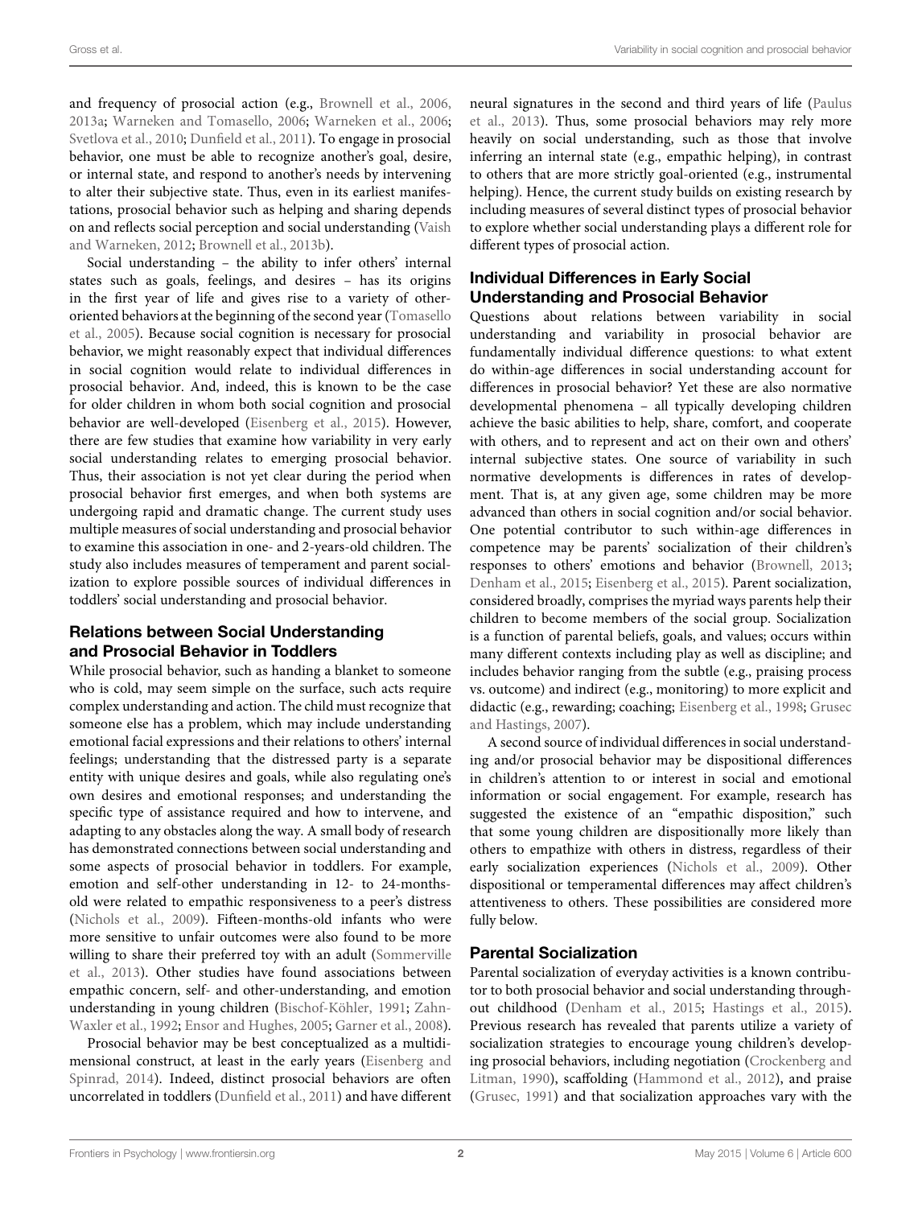and frequency of prosocial action (e.g., Brownell et al., 2006, 2013a; Warneken and Tomasello, 2006; Warneken et al., 2006; Svetlova et al., 2010; Dunfield et al., 2011). To engage in prosocial behavior, one must be able to recognize another's goal, desire, or internal state, and respond to another's needs by intervening to alter their subjective state. Thus, even in its earliest manifestations, prosocial behavior such as helping and sharing depends on and reflects social perception and social understanding (Vaish and Warneken, 2012; Brownell et al., 2013b).

Social understanding – the ability to infer others' internal states such as goals, feelings, and desires – has its origins in the first year of life and gives rise to a variety of other-oriented behaviors at the beginning of the second year (Tomasello et al., 2005). Because social cognition is necessary for prosocial behavior, we might reasonably expect that individual differences in social cognition would relate to individual differences in prosocial behavior. And, indeed, this is known to be the case for older children in whom both social cognition and prosocial behavior are well-developed (Eisenberg et al., 2015). However, there are few studies that examine how variability in very early social understanding relates to emerging prosocial behavior. Thus, their association is not yet clear during the period when prosocial behavior first emerges, and when both systems are undergoing rapid and dramatic change. The current study uses multiple measures of social understanding and prosocial behavior to examine this association in one- and 2-years-old children. The study also includes measures of temperament and parent socialization to explore possible sources of individual differences in toddlers' social understanding and prosocial behavior.

## Relations between Social Understanding and Prosocial Behavior in Toddlers

While prosocial behavior, such as handing a blanket to someone who is cold, may seem simple on the surface, such acts require complex understanding and action. The child must recognize that someone else has a problem, which may include understanding emotional facial expressions and their relations to others' internal feelings; understanding that the distressed party is a separate entity with unique desires and goals, while also regulating one's own desires and emotional responses; and understanding the specific type of assistance required and how to intervene, and adapting to any obstacles along the way. A small body of research has demonstrated connections between social understanding and some aspects of prosocial behavior in toddlers. For example, emotion and self-other understanding in 12- to 24-months-old were related to empathic responsiveness to a peer's distress (Nichols et al., 2009). Fifteen-months-old infants who were more sensitive to unfair outcomes were also found to be more willing to share their preferred toy with an adult (Sommerville et al., 2013). Other studies have found associations between empathic concern, self- and other-understanding, and emotion understanding in young children (Bischof-Köhler, 1991; Zahn-Waxler et al., 1992; Ensor and Hughes, 2005; Garner et al., 2008).

Prosocial behavior may be best conceptualized as a multidimensional construct, at least in the early years (Eisenberg and Spinrad, 2014). Indeed, distinct prosocial behaviors are often uncorrelated in toddlers (Dunfield et al., 2011) and have different neural signatures in the second and third years of life (Paulus et al., 2013). Thus, some prosocial behaviors may rely more heavily on social understanding, such as those that involve inferring an internal state (e.g., empathic helping), in contrast to others that are more strictly goal-oriented (e.g., instrumental helping). Hence, the current study builds on existing research by including measures of several distinct types of prosocial behavior to explore whether social understanding plays a different role for different types of prosocial action.

## Individual Differences in Early Social Understanding and Prosocial Behavior

Questions about relations between variability in social understanding and variability in prosocial behavior are fundamentally individual difference questions: to what extent do within-age differences in social understanding account for differences in prosocial behavior? Yet these are also normative developmental phenomena – all typically developing children achieve the basic abilities to help, share, comfort, and cooperate with others, and to represent and act on their own and others' internal subjective states. One source of variability in such normative developments is differences in rates of development. That is, at any given age, some children may be more advanced than others in social cognition and/or social behavior. One potential contributor to such within-age differences in competence may be parents' socialization of their children's responses to others' emotions and behavior (Brownell, 2013; Denham et al., 2015; Eisenberg et al., 2015). Parent socialization, considered broadly, comprises the myriad ways parents help their children to become members of the social group. Socialization is a function of parental beliefs, goals, and values; occurs within many different contexts including play as well as discipline; and includes behavior ranging from the subtle (e.g., praising process vs. outcome) and indirect (e.g., monitoring) to more explicit and didactic (e.g., rewarding; coaching; Eisenberg et al., 1998; Grusec and Hastings, 2007).

A second source of individual differences in social understanding and/or prosocial behavior may be dispositional differences in children's attention to or interest in social and emotional information or social engagement. For example, research has suggested the existence of an "empathic disposition," such that some young children are dispositionally more likely than others to empathize with others in distress, regardless of their early socialization experiences (Nichols et al., 2009). Other dispositional or temperamental differences may affect children's attentiveness to others. These possibilities are considered more fully below.

## Parental Socialization

Parental socialization of everyday activities is a known contributor to both prosocial behavior and social understanding throughout childhood (Denham et al., 2015; Hastings et al., 2015). Previous research has revealed that parents utilize a variety of socialization strategies to encourage young children's developing prosocial behaviors, including negotiation (Crockenberg and Litman, 1990), scaffolding (Hammond et al., 2012), and praise (Grusec, 1991) and that socialization approaches vary with the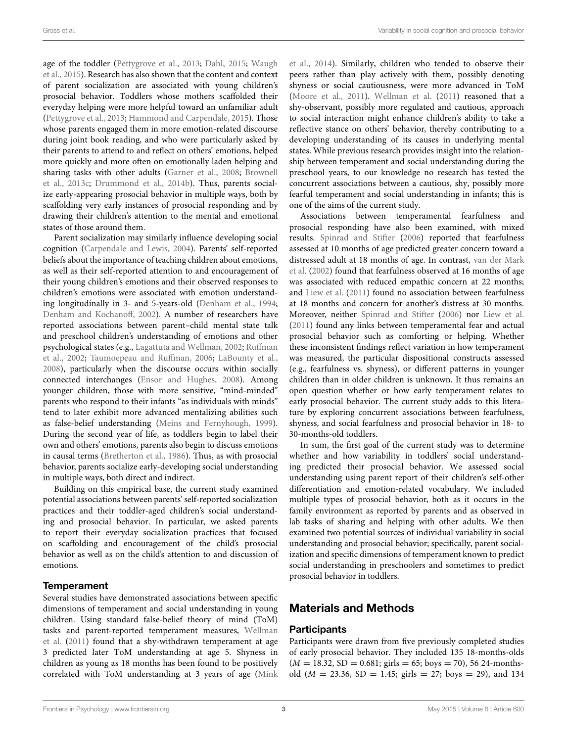age of the toddler (Pettygrove et al., 2013; Dahl, 2015; Waugh et al., 2015). Research has also shown that the content and context of parent socialization are associated with young children's prosocial behavior. Toddlers whose mothers scaffolded their everyday helping were more helpful toward an unfamiliar adult (Pettygrove et al., 2013; Hammond and Carpendale, 2015). Those whose parents engaged them in more emotion-related discourse during joint book reading, and who were particularly asked by their parents to attend to and reflect on others' emotions, helped more quickly and more often on emotionally laden helping and sharing tasks with other adults (Garner et al., 2008; Brownell et al., 2013c; Drummond et al., 2014b). Thus, parents socialize early-appearing prosocial behavior in multiple ways, both by scaffolding very early instances of prosocial responding and by drawing their children's attention to the mental and emotional states of those around them.

Parent socialization may similarly influence developing social cognition (Carpendale and Lewis, 2004). Parents' self-reported beliefs about the importance of teaching children about emotions, as well as their self-reported attention to and encouragement of their young children's emotions and their observed responses to children's emotions were associated with emotion understanding longitudinally in 3- and 5-years-old (Denham et al., 1994; Denham and Kochanoff, 2002). A number of researchers have reported associations between parent–child mental state talk and preschool children's understanding of emotions and other psychological states (e.g., Lagattuta and Wellman, 2002; Ruffman et al., 2002; Taumoepeau and Ruffman, 2006; LaBounty et al., 2008), particularly when the discourse occurs within socially connected interchanges (Ensor and Hughes, 2008). Among younger children, those with more sensitive, "mind-minded" parents who respond to their infants "as individuals with minds" tend to later exhibit more advanced mentalizing abilities such as false-belief understanding (Meins and Fernyhough, 1999). During the second year of life, as toddlers begin to label their own and others' emotions, parents also begin to discuss emotions in causal terms (Bretherton et al., 1986). Thus, as with prosocial behavior, parents socialize early-developing social understanding in multiple ways, both direct and indirect.

Building on this empirical base, the current study examined potential associations between parents' self-reported socialization practices and their toddler-aged children's social understanding and prosocial behavior. In particular, we asked parents to report their everyday socialization practices that focused on scaffolding and encouragement of the child's prosocial behavior as well as on the child's attention to and discussion of emotions.

### Temperament

Several studies have demonstrated associations between specific dimensions of temperament and social understanding in young children. Using standard false-belief theory of mind (ToM) tasks and parent-reported temperament measures, Wellman et al. (2011) found that a shy-withdrawn temperament at age 3 predicted later ToM understanding at age 5. Shyness in children as young as 18 months has been found to be positively correlated with ToM understanding at 3 years of age (Mink et al., 2014). Similarly, children who tended to observe their peers rather than play actively with them, possibly denoting shyness or social cautiousness, were more advanced in ToM (Moore et al., 2011). Wellman et al. (2011) reasoned that a shy-observant, possibly more regulated and cautious, approach to social interaction might enhance children's ability to take a reflective stance on others' behavior, thereby contributing to a developing understanding of its causes in underlying mental states. While previous research provides insight into the relationship between temperament and social understanding during the preschool years, to our knowledge no research has tested the concurrent associations between a cautious, shy, possibly more fearful temperament and social understanding in infants; this is one of the aims of the current study.

Associations between temperamental fearfulness and prosocial responding have also been examined, with mixed results. Spinrad and Stifter (2006) reported that fearfulness assessed at 10 months of age predicted greater concern toward a distressed adult at 18 months of age. In contrast, van der Mark et al. (2002) found that fearfulness observed at 16 months of age was associated with reduced empathic concern at 22 months; and Liew et al. (2011) found no association between fearfulness at 18 months and concern for another's distress at 30 months. Moreover, neither Spinrad and Stifter (2006) nor Liew et al. (2011) found any links between temperamental fear and actual prosocial behavior such as comforting or helping. Whether these inconsistent findings reflect variation in how temperament was measured, the particular dispositional constructs assessed (e.g., fearfulness vs. shyness), or different patterns in younger children than in older children is unknown. It thus remains an open question whether or how early temperament relates to early prosocial behavior. The current study adds to this literature by exploring concurrent associations between fearfulness, shyness, and social fearfulness and prosocial behavior in 18- to 30-months-old toddlers.

In sum, the first goal of the current study was to determine whether and how variability in toddlers' social understanding predicted their prosocial behavior. We assessed social understanding using parent report of their children's self-other differentiation and emotion-related vocabulary. We included multiple types of prosocial behavior, both as it occurs in the family environment as reported by parents and as observed in lab tasks of sharing and helping with other adults. We then examined two potential sources of individual variability in social understanding and prosocial behavior; specifically, parent socialization and specific dimensions of temperament known to predict social understanding in preschoolers and sometimes to predict prosocial behavior in toddlers.

## Materials and Methods

### Participants

Participants were drawn from five previously completed studies of early prosocial behavior. They included 135 18-months-olds ($M = 18.32$, $SD = 0.681$; girls = 65; boys = 70), 56 24-months-old ($M = 23.36$, $SD = 1.45$; girls = 27; boys = 29), and 134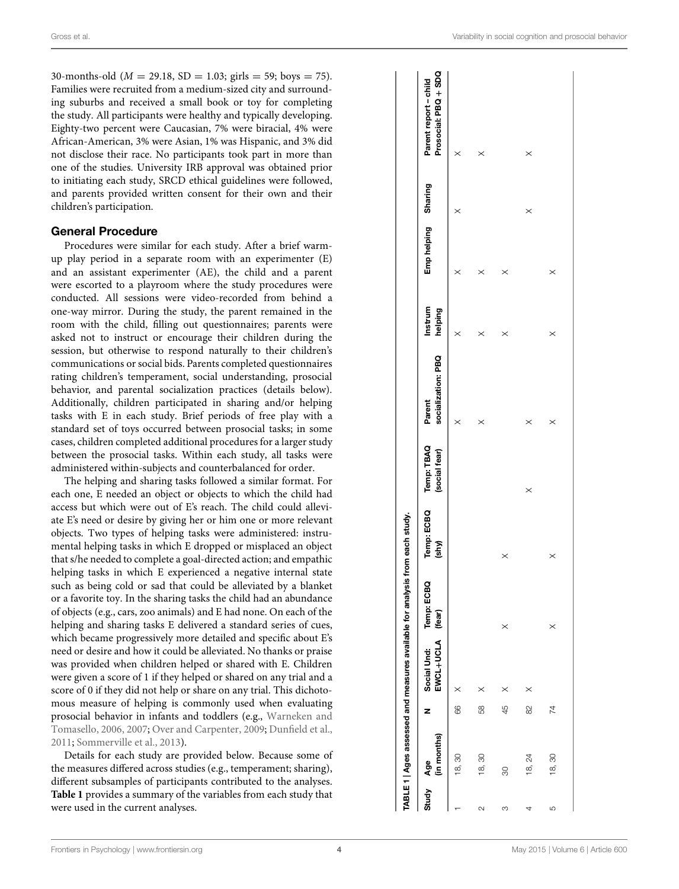30-months-old ($M = 29.18$, $SD = 1.03$; girls = 59; boys = 75). Families were recruited from a medium-sized city and surrounding suburbs and received a small book or toy for completing the study. All participants were healthy and typically developing. Eighty-two percent were Caucasian, 7% were biracial, 4% were African-American, 3% were Asian, 1% was Hispanic, and 3% did not disclose their race. No participants took part in more than one of the studies. University IRB approval was obtained prior to initiating each study, SRCD ethical guidelines were followed, and parents provided written consent for their own and their children's participation.

## General Procedure

Procedures were similar for each study. After a brief warm-up play period in a separate room with an experimenter (E) and an assistant experimenter (AE), the child and a parent were escorted to a playroom where the study procedures were conducted. All sessions were video-recorded from behind a one-way mirror. During the study, the parent remained in the room with the child, filling out questionnaires; parents were asked not to instruct or encourage their children during the session, but otherwise to respond naturally to their children's communications or social bids. Parents completed questionnaires rating children's temperament, social understanding, prosocial behavior, and parental socialization practices (details below). Additionally, children participated in sharing and/or helping tasks with E in each study. Brief periods of free play with a standard set of toys occurred between prosocial tasks; in some cases, children completed additional procedures for a larger study between the prosocial tasks. Within each study, all tasks were administered within-subjects and counterbalanced for order.

The helping and sharing tasks followed a similar format. For each one, E needed an object or objects to which the child had access but which were out of E's reach. The child could alleviate E's need or desire by giving her or him one or more relevant objects. Two types of helping tasks were administered: instrumental helping tasks in which E dropped or misplaced an object that s/he needed to complete a goal-directed action; and empathic helping tasks in which E experienced a negative internal state such as being cold or sad that could be alleviated by a blanket or a favorite toy. In the sharing tasks the child had an abundance of objects (e.g., cars, zoo animals) and E had none. On each of the helping and sharing tasks E delivered a standard series of cues, which became progressively more detailed and specific about E's need or desire and how it could be alleviated. No thanks or praise was provided when children helped or shared with E. Children were given a score of 1 if they helped or shared on any trial and a score of 0 if they did not help or share on any trial. This dichotomous measure of helping is commonly used when evaluating prosocial behavior in infants and toddlers (e.g., Warneken and Tomasello, 2006, 2007; Over and Carpenter, 2009; Dunfield et al., 2011; Sommerville et al., 2013).

Details for each study are provided below. Because some of the measures differed across studies (e.g., temperament; sharing), different subsamples of participants contributed to the analyses. **Table 1** provides a summary of the variables from each study that were used in the current analyses.

**TABLE 1 | Ages assessed and measures available for analysis from each study.**

| Study | Age (in months) | N | Social Und: EWCL+UCLA | Temp: ECBQ (fear) | Temp: ECBQ (shy) | Temp: TBAQ (social fear) | Parent socialization: PBQ | Instrum helping | Emp helping | Sharing | Parent report – child Prosocial: PBQ + SDQ |
|---|---|---|---|---|---|---|---|---|---|---|---|
| 1 | 18, 30 | 66 | × | | | | × | × | × | × | × |
| 2 | 18, 30 | 58 | × | | | | × | × | × | | × |
| 3 | 30 | 45 | × | × | × | | | × | × | | |
| 4 | 18, 24 | 82 | × | | | × | × | | | × | × |
| 5 | 18, 30 | 74 | | × | × | | × | × | × | | |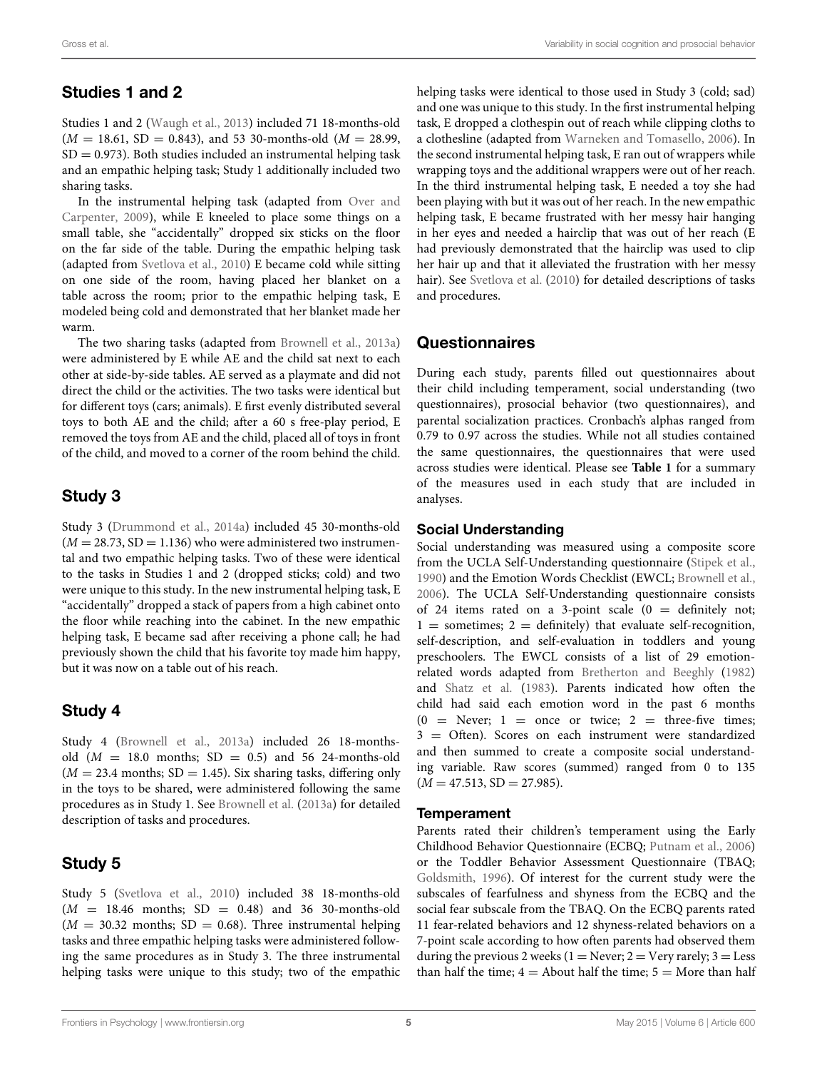## Studies 1 and 2

Studies 1 and 2 (Waugh et al., 2013) included 71 18-months-old ($M = 18.61$, SD = 0.843), and 53 30-months-old ($M = 28.99$, SD = 0.973). Both studies included an instrumental helping task and an empathic helping task; Study 1 additionally included two sharing tasks.

In the instrumental helping task (adapted from Over and Carpenter, 2009), while E kneeled to place some things on a small table, she "accidentally" dropped six sticks on the floor on the far side of the table. During the empathic helping task (adapted from Svetlova et al., 2010) E became cold while sitting on one side of the room, having placed her blanket on a table across the room; prior to the empathic helping task, E modeled being cold and demonstrated that her blanket made her warm.

The two sharing tasks (adapted from Brownell et al., 2013a) were administered by E while AE and the child sat next to each other at side-by-side tables. AE served as a playmate and did not direct the child or the activities. The two tasks were identical but for different toys (cars; animals). E first evenly distributed several toys to both AE and the child; after a 60 s free-play period, E removed the toys from AE and the child, placed all of toys in front of the child, and moved to a corner of the room behind the child.

## Study 3

Study 3 (Drummond et al., 2014a) included 45 30-months-old ($M = 28.73$, SD = 1.136) who were administered two instrumental and two empathic helping tasks. Two of these were identical to the tasks in Studies 1 and 2 (dropped sticks; cold) and two were unique to this study. In the new instrumental helping task, E "accidentally" dropped a stack of papers from a high cabinet onto the floor while reaching into the cabinet. In the new empathic helping task, E became sad after receiving a phone call; he had previously shown the child that his favorite toy made him happy, but it was now on a table out of his reach.

## Study 4

Study 4 (Brownell et al., 2013a) included 26 18-months-old ($M = 18.0$ months; SD = 0.5) and 56 24-months-old ($M = 23.4$ months; SD = 1.45). Six sharing tasks, differing only in the toys to be shared, were administered following the same procedures as in Study 1. See Brownell et al. (2013a) for detailed description of tasks and procedures.

## Study 5

Study 5 (Svetlova et al., 2010) included 38 18-months-old ($M = 18.46$ months; SD = 0.48) and 36 30-months-old ($M = 30.32$ months; SD = 0.68). Three instrumental helping tasks and three empathic helping tasks were administered following the same procedures as in Study 3. The three instrumental helping tasks were unique to this study; two of the empathic helping tasks were identical to those used in Study 3 (cold; sad) and one was unique to this study. In the first instrumental helping task, E dropped a clothespin out of reach while clipping cloths to a clothesline (adapted from Warneken and Tomasello, 2006). In the second instrumental helping task, E ran out of wrappers while wrapping toys and the additional wrappers were out of her reach. In the third instrumental helping task, E needed a toy she had been playing with but it was out of her reach. In the new empathic helping task, E became frustrated with her messy hair hanging in her eyes and needed a hairclip that was out of her reach (E had previously demonstrated that the hairclip was used to clip her hair up and that it alleviated the frustration with her messy hair). See Svetlova et al. (2010) for detailed descriptions of tasks and procedures.

## Questionnaires

During each study, parents filled out questionnaires about their child including temperament, social understanding (two questionnaires), prosocial behavior (two questionnaires), and parental socialization practices. Cronbach's alphas ranged from 0.79 to 0.97 across the studies. While not all studies contained the same questionnaires, the questionnaires that were used across studies were identical. Please see **Table 1** for a summary of the measures used in each study that are included in analyses.

### Social Understanding

Social understanding was measured using a composite score from the UCLA Self-Understanding questionnaire (Stipek et al., 1990) and the Emotion Words Checklist (EWCL; Brownell et al., 2006). The UCLA Self-Understanding questionnaire consists of 24 items rated on a 3-point scale (0 = definitely not; 1 = sometimes; 2 = definitely) that evaluate self-recognition, self-description, and self-evaluation in toddlers and young preschoolers. The EWCL consists of a list of 29 emotion-related words adapted from Bretherton and Beeghly (1982) and Shatz et al. (1983). Parents indicated how often the child had said each emotion word in the past 6 months (0 = Never; 1 = once or twice; 2 = three-five times; 3 = Often). Scores on each instrument were standardized and then summed to create a composite social understanding variable. Raw scores (summed) ranged from 0 to 135 ($M = 47.513$, SD = 27.985).

### Temperament

Parents rated their children's temperament using the Early Childhood Behavior Questionnaire (ECBQ; Putnam et al., 2006) or the Toddler Behavior Assessment Questionnaire (TBAQ; Goldsmith, 1996). Of interest for the current study were the subscales of fearfulness and shyness from the ECBQ and the social fear subscale from the TBAQ. On the ECBQ parents rated 11 fear-related behaviors and 12 shyness-related behaviors on a 7-point scale according to how often parents had observed them during the previous 2 weeks (1 = Never; 2 = Very rarely; 3 = Less than half the time; 4 = About half the time; 5 = More than half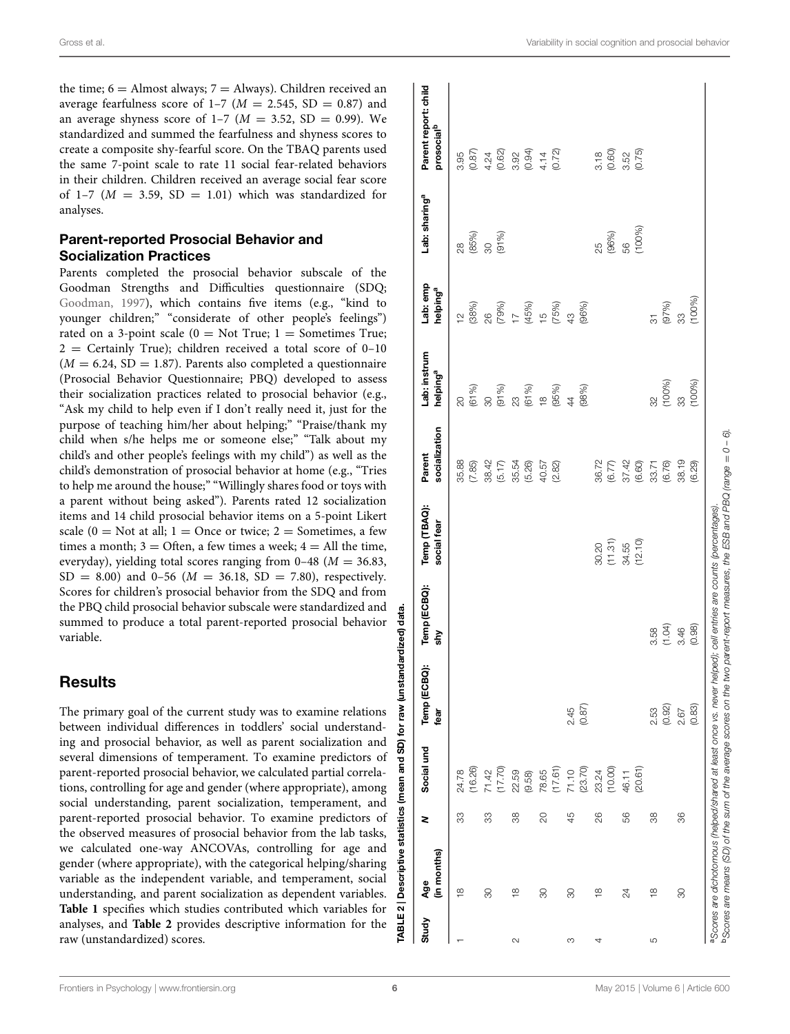the time; 6 = Almost always; 7 = Always). Children received an average fearfulness score of 1–7 ($M = 2.545$, SD = 0.87) and an average shyness score of 1–7 ($M = 3.52$, SD = 0.99). We standardized and summed the fearfulness and shyness scores to create a composite shy-fearful score. On the TBAQ parents used the same 7-point scale to rate 11 social fear-related behaviors in their children. Children received an average social fear score of 1–7 ($M = 3.59$, SD = 1.01) which was standardized for analyses.

## Parent-reported Prosocial Behavior and Socialization Practices

Parents completed the prosocial behavior subscale of the Goodman Strengths and Difficulties questionnaire (SDQ; Goodman, 1997), which contains five items (e.g., "kind to younger children;" "considerate of other people's feelings") rated on a 3-point scale (0 = Not True; 1 = Sometimes True; 2 = Certainly True); children received a total score of 0–10 ($M = 6.24$, SD = 1.87). Parents also completed a questionnaire (Prosocial Behavior Questionnaire; PBQ) developed to assess their socialization practices related to prosocial behavior (e.g., "Ask my child to help even if I don't really need it, just for the purpose of teaching him/her about helping;" "Praise/thank my child when s/he helps me or someone else;" "Talk about my child's and other people's feelings with my child") as well as the child's demonstration of prosocial behavior at home (e.g., "Tries to help me around the house;" "Willingly shares food or toys with a parent without being asked"). Parents rated 12 socialization items and 14 child prosocial behavior items on a 5-point Likert scale (0 = Not at all; 1 = Once or twice; 2 = Sometimes, a few times a month; 3 = Often, a few times a week; 4 = All the time, everyday), yielding total scores ranging from 0–48 ($M = 36.83$, SD = 8.00) and 0–56 ($M = 36.18$, SD = 7.80), respectively. Scores for children's prosocial behavior from the SDQ and from the PBQ child prosocial behavior subscale were standardized and summed to produce a total parent-reported prosocial behavior variable.

# Results

The primary goal of the current study was to examine relations between individual differences in toddlers' social understanding and prosocial behavior, as well as parent socialization and several dimensions of temperament. To examine predictors of parent-reported prosocial behavior, we calculated partial correlations, controlling for age and gender (where appropriate), among social understanding, parent socialization, temperament, and parent-reported prosocial behavior. To examine predictors of the observed measures of prosocial behavior from the lab tasks, we calculated one-way ANCOVAs, controlling for age and gender (where appropriate), with the categorical helping/sharing variable as the independent variable, and temperament, social understanding, and parent socialization as dependent variables. **Table 1** specifies which studies contributed which variables for analyses, and **Table 2** provides descriptive information for the raw (unstandardized) scores.

**TABLE 2 | Descriptive statistics (mean and SD) for raw (unstandardized) data.**

| Study | Age (in months) | N | Social und | Temp (ECBQ): fear | Temp (ECBQ): shy | Temp (TBAQ): social fear | Parent socialization | Lab: instrum helping[a] | Lab: emp helping[a] | Lab: sharing[a] | Parent report: child prosocial[b] |
|---|---|---|---|---|---|---|---|---|---|---|---|
| 1 | 18 | 33 | 24.78 (16.26) | | | | 35.88 (7.85) | 20 (61%) | 12 (38%) | 28 (85%) | 3.95 (0.87) |
| | 30 | 33 | 71.42 (17.70) | | | | 38.42 (5.17) | 30 (91%) | 26 (79%) | 30 (91%) | 4.24 (0.62) |
| 2 | 18 | 38 | 22.59 (9.58) | | | | 35.54 (5.26) | 23 (61%) | 17 (45%) | | 3.92 (0.94) |
| | 30 | 20 | 78.65 (17.61) | | | | 40.57 (2.82) | 18 (95%) | 15 (75%) | | 4.14 (0.72) |
| 3 | 30 | 45 | 71.10 (23.70) | 2.45 (0.87) | | | | 44 (98%) | 43 (96%) | | |
| 4 | 18 | 26 | 23.24 (10.00) | | | 30.20 (11.31) | 36.72 (6.77) | | | 25 (96%) | 3.18 (0.60) |
| | 24 | 56 | 46.11 (20.61) | | | 34.55 (12.10) | 37.42 (6.60) | | | 56 (100%) | 3.52 (0.75) |
| 5 | 18 | 38 | | 2.53 (0.92) | 3.58 (1.04) | | 33.71 (6.76) | 32 (100%) | 31 (97%) | | |
| | 30 | 36 | | 2.67 (0.83) | 3.46 (0.98) | | 38.19 (6.29) | 33 (100%) | 33 (100%) | | |

[a]Scores are dichotomous (helped/shared at least once vs. never helped); cell entries are counts (percentages).
[b]Scores are means (SD) of the sum of the average scores on the two parent-report measures, the ESB and PBQ (range = 0 – 6).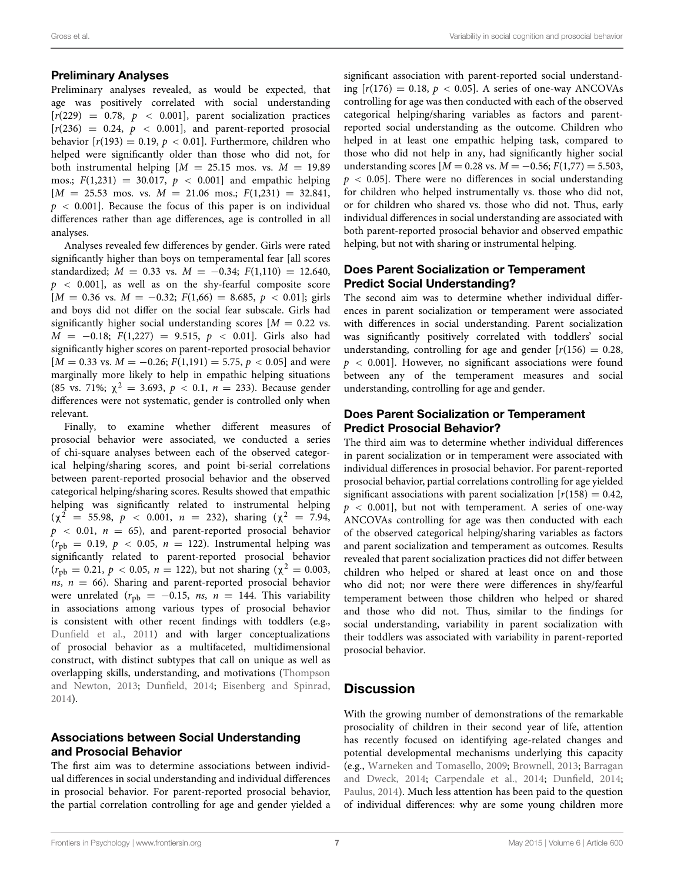### Preliminary Analyses

Preliminary analyses revealed, as would be expected, that age was positively correlated with social understanding [$r(229) = 0.78$, $p < 0.001$], parent socialization practices [$r(236) = 0.24$, $p < 0.001$], and parent-reported prosocial behavior [$r(193) = 0.19$, $p < 0.01$]. Furthermore, children who helped were significantly older than those who did not, for both instrumental helping [$M = 25.15$ mos. vs. $M = 19.89$ mos.; $F(1{,}231) = 30.017$, $p < 0.001$] and empathic helping [$M = 25.53$ mos. vs. $M = 21.06$ mos.; $F(1{,}231) = 32.841$, $p < 0.001$]. Because the focus of this paper is on individual differences rather than age differences, age is controlled in all analyses.

Analyses revealed few differences by gender. Girls were rated significantly higher than boys on temperamental fear [all scores standardized; $M = 0.33$ vs. $M = -0.34$; $F(1{,}110) = 12.640$, $p < 0.001$], as well as on the shy-fearful composite score [$M = 0.36$ vs. $M = -0.32$; $F(1{,}66) = 8.685$, $p < 0.01$]; girls and boys did not differ on the social fear subscale. Girls had significantly higher social understanding scores [$M = 0.22$ vs. $M = -0.18$; $F(1{,}227) = 9.515$, $p < 0.01$]. Girls also had significantly higher scores on parent-reported prosocial behavior [$M = 0.33$ vs. $M = -0.26$; $F(1{,}191) = 5.75$, $p < 0.05$] and were marginally more likely to help in empathic helping situations (85 vs. 71%; $\chi^2 = 3.693$, $p < 0.1$, $n = 233$). Because gender differences were not systematic, gender is controlled only when relevant.

Finally, to examine whether different measures of prosocial behavior were associated, we conducted a series of chi-square analyses between each of the observed categorical helping/sharing scores, and point bi-serial correlations between parent-reported prosocial behavior and the observed categorical helping/sharing scores. Results showed that empathic helping was significantly related to instrumental helping ($\chi^2 = 55.98$, $p < 0.001$, $n = 232$), sharing ($\chi^2 = 7.94$, $p < 0.01$, $n = 65$), and parent-reported prosocial behavior ($r_{pb} = 0.19$, $p < 0.05$, $n = 122$). Instrumental helping was significantly related to parent-reported prosocial behavior ($r_{pb} = 0.21$, $p < 0.05$, $n = 122$), but not sharing ($\chi^2 = 0.003$, *ns*, $n = 66$). Sharing and parent-reported prosocial behavior were unrelated ($r_{pb} = -0.15$, *ns*, $n = 144$. This variability in associations among various types of prosocial behavior is consistent with other recent findings with toddlers (e.g., Dunfield et al., 2011) and with larger conceptualizations of prosocial behavior as a multifaceted, multidimensional construct, with distinct subtypes that call on unique as well as overlapping skills, understanding, and motivations (Thompson and Newton, 2013; Dunfield, 2014; Eisenberg and Spinrad, 2014).

### Associations between Social Understanding and Prosocial Behavior

The first aim was to determine associations between individual differences in social understanding and individual differences in prosocial behavior. For parent-reported prosocial behavior, the partial correlation controlling for age and gender yielded a significant association with parent-reported social understanding [$r(176) = 0.18$, $p < 0.05$]. A series of one-way ANCOVAs controlling for age was then conducted with each of the observed categorical helping/sharing variables as factors and parent-reported social understanding as the outcome. Children who helped in at least one empathic helping task, compared to those who did not help in any, had significantly higher social understanding scores [$M = 0.28$ vs. $M = -0.56$; $F(1{,}77) = 5.503$, $p < 0.05$]. There were no differences in social understanding for children who helped instrumentally vs. those who did not, or for children who shared vs. those who did not. Thus, early individual differences in social understanding are associated with both parent-reported prosocial behavior and observed empathic helping, but not with sharing or instrumental helping.

### Does Parent Socialization or Temperament Predict Social Understanding?

The second aim was to determine whether individual differences in parent socialization or temperament were associated with differences in social understanding. Parent socialization was significantly positively correlated with toddlers' social understanding, controlling for age and gender [$r(156) = 0.28$, $p < 0.001$]. However, no significant associations were found between any of the temperament measures and social understanding, controlling for age and gender.

### Does Parent Socialization or Temperament Predict Prosocial Behavior?

The third aim was to determine whether individual differences in parent socialization or in temperament were associated with individual differences in prosocial behavior. For parent-reported prosocial behavior, partial correlations controlling for age yielded significant associations with parent socialization [$r(158) = 0.42$, $p < 0.001$], but not with temperament. A series of one-way ANCOVAs controlling for age was then conducted with each of the observed categorical helping/sharing variables as factors and parent socialization and temperament as outcomes. Results revealed that parent socialization practices did not differ between children who helped or shared at least once on and those who did not; nor were there were differences in shy/fearful temperament between those children who helped or shared and those who did not. Thus, similar to the findings for social understanding, variability in parent socialization with their toddlers was associated with variability in parent-reported prosocial behavior.

## Discussion

With the growing number of demonstrations of the remarkable prosociality of children in their second year of life, attention has recently focused on identifying age-related changes and potential developmental mechanisms underlying this capacity (e.g., Warneken and Tomasello, 2009; Brownell, 2013; Barragan and Dweck, 2014; Carpendale et al., 2014; Dunfield, 2014; Paulus, 2014). Much less attention has been paid to the question of individual differences: why are some young children more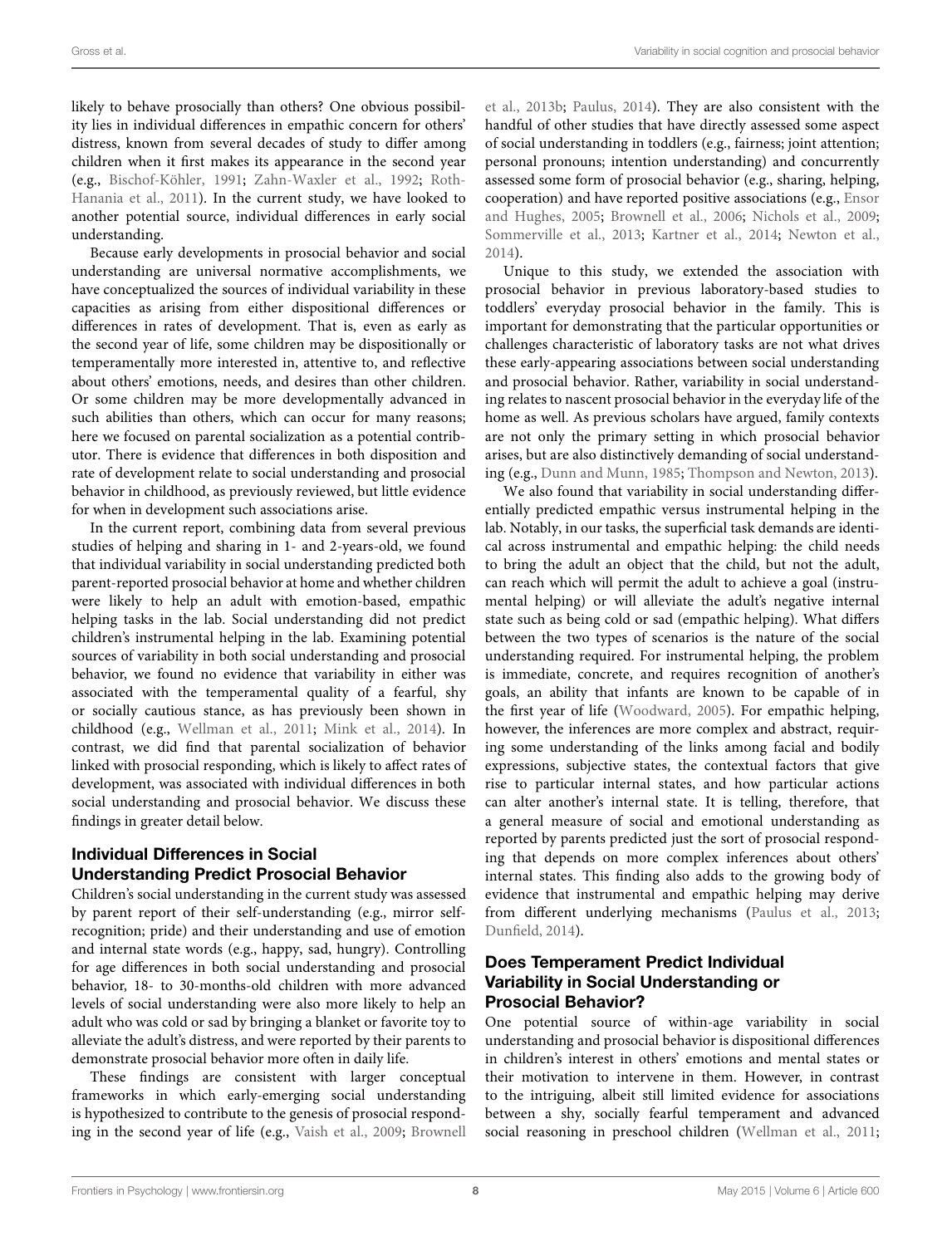likely to behave prosocially than others? One obvious possibility lies in individual differences in empathic concern for others' distress, known from several decades of study to differ among children when it first makes its appearance in the second year (e.g., Bischof-Köhler, 1991; Zahn-Waxler et al., 1992; Roth-Hanania et al., 2011). In the current study, we have looked to another potential source, individual differences in early social understanding.

Because early developments in prosocial behavior and social understanding are universal normative accomplishments, we have conceptualized the sources of individual variability in these capacities as arising from either dispositional differences or differences in rates of development. That is, even as early as the second year of life, some children may be dispositionally or temperamentally more interested in, attentive to, and reflective about others' emotions, needs, and desires than other children. Or some children may be more developmentally advanced in such abilities than others, which can occur for many reasons; here we focused on parental socialization as a potential contributor. There is evidence that differences in both disposition and rate of development relate to social understanding and prosocial behavior in childhood, as previously reviewed, but little evidence for when in development such associations arise.

In the current report, combining data from several previous studies of helping and sharing in 1- and 2-years-old, we found that individual variability in social understanding predicted both parent-reported prosocial behavior at home and whether children were likely to help an adult with emotion-based, empathic helping tasks in the lab. Social understanding did not predict children's instrumental helping in the lab. Examining potential sources of variability in both social understanding and prosocial behavior, we found no evidence that variability in either was associated with the temperamental quality of a fearful, shy or socially cautious stance, as has previously been shown in childhood (e.g., Wellman et al., 2011; Mink et al., 2014). In contrast, we did find that parental socialization of behavior linked with prosocial responding, which is likely to affect rates of development, was associated with individual differences in both social understanding and prosocial behavior. We discuss these findings in greater detail below.

## Individual Differences in Social Understanding Predict Prosocial Behavior

Children's social understanding in the current study was assessed by parent report of their self-understanding (e.g., mirror self-recognition; pride) and their understanding and use of emotion and internal state words (e.g., happy, sad, hungry). Controlling for age differences in both social understanding and prosocial behavior, 18- to 30-months-old children with more advanced levels of social understanding were also more likely to help an adult who was cold or sad by bringing a blanket or favorite toy to alleviate the adult's distress, and were reported by their parents to demonstrate prosocial behavior more often in daily life.

These findings are consistent with larger conceptual frameworks in which early-emerging social understanding is hypothesized to contribute to the genesis of prosocial responding in the second year of life (e.g., Vaish et al., 2009; Brownell et al., 2013b; Paulus, 2014). They are also consistent with the handful of other studies that have directly assessed some aspect of social understanding in toddlers (e.g., fairness; joint attention; personal pronouns; intention understanding) and concurrently assessed some form of prosocial behavior (e.g., sharing, helping, cooperation) and have reported positive associations (e.g., Ensor and Hughes, 2005; Brownell et al., 2006; Nichols et al., 2009; Sommerville et al., 2013; Kartner et al., 2014; Newton et al., 2014).

Unique to this study, we extended the association with prosocial behavior in previous laboratory-based studies to toddlers' everyday prosocial behavior in the family. This is important for demonstrating that the particular opportunities or challenges characteristic of laboratory tasks are not what drives these early-appearing associations between social understanding and prosocial behavior. Rather, variability in social understanding relates to nascent prosocial behavior in the everyday life of the home as well. As previous scholars have argued, family contexts are not only the primary setting in which prosocial behavior arises, but are also distinctively demanding of social understanding (e.g., Dunn and Munn, 1985; Thompson and Newton, 2013).

We also found that variability in social understanding differentially predicted empathic versus instrumental helping in the lab. Notably, in our tasks, the superficial task demands are identical across instrumental and empathic helping: the child needs to bring the adult an object that the child, but not the adult, can reach which will permit the adult to achieve a goal (instrumental helping) or will alleviate the adult's negative internal state such as being cold or sad (empathic helping). What differs between the two types of scenarios is the nature of the social understanding required. For instrumental helping, the problem is immediate, concrete, and requires recognition of another's goals, an ability that infants are known to be capable of in the first year of life (Woodward, 2005). For empathic helping, however, the inferences are more complex and abstract, requiring some understanding of the links among facial and bodily expressions, subjective states, the contextual factors that give rise to particular internal states, and how particular actions can alter another's internal state. It is telling, therefore, that a general measure of social and emotional understanding as reported by parents predicted just the sort of prosocial responding that depends on more complex inferences about others' internal states. This finding also adds to the growing body of evidence that instrumental and empathic helping may derive from different underlying mechanisms (Paulus et al., 2013; Dunfield, 2014).

## Does Temperament Predict Individual Variability in Social Understanding or Prosocial Behavior?

One potential source of within-age variability in social understanding and prosocial behavior is dispositional differences in children's interest in others' emotions and mental states or their motivation to intervene in them. However, in contrast to the intriguing, albeit still limited evidence for associations between a shy, socially fearful temperament and advanced social reasoning in preschool children (Wellman et al., 2011;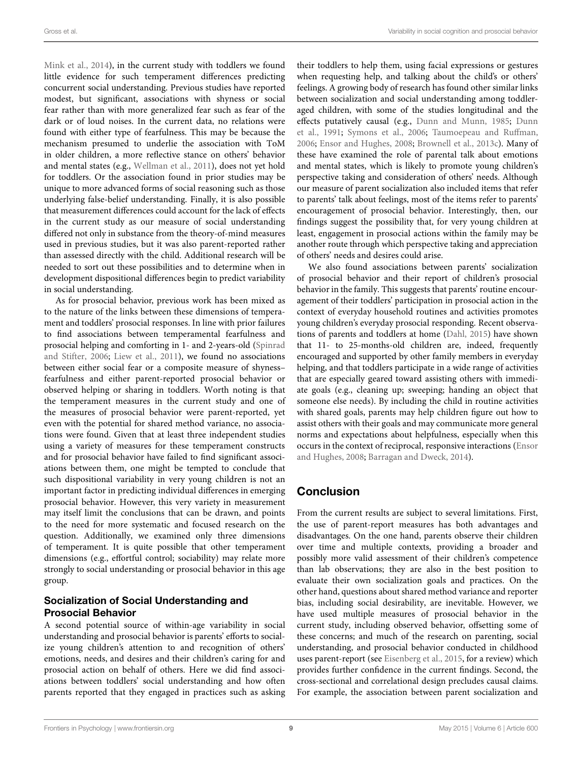Mink et al., 2014), in the current study with toddlers we found little evidence for such temperament differences predicting concurrent social understanding. Previous studies have reported modest, but significant, associations with shyness or social fear rather than with more generalized fear such as fear of the dark or of loud noises. In the current data, no relations were found with either type of fearfulness. This may be because the mechanism presumed to underlie the association with ToM in older children, a more reflective stance on others' behavior and mental states (e.g., Wellman et al., 2011), does not yet hold for toddlers. Or the association found in prior studies may be unique to more advanced forms of social reasoning such as those underlying false-belief understanding. Finally, it is also possible that measurement differences could account for the lack of effects in the current study as our measure of social understanding differed not only in substance from the theory-of-mind measures used in previous studies, but it was also parent-reported rather than assessed directly with the child. Additional research will be needed to sort out these possibilities and to determine when in development dispositional differences begin to predict variability in social understanding.

As for prosocial behavior, previous work has been mixed as to the nature of the links between these dimensions of temperament and toddlers' prosocial responses. In line with prior failures to find associations between temperamental fearfulness and prosocial helping and comforting in 1- and 2-years-old (Spinrad and Stifter, 2006; Liew et al., 2011), we found no associations between either social fear or a composite measure of shyness–fearfulness and either parent-reported prosocial behavior or observed helping or sharing in toddlers. Worth noting is that the temperament measures in the current study and one of the measures of prosocial behavior were parent-reported, yet even with the potential for shared method variance, no associations were found. Given that at least three independent studies using a variety of measures for these temperament constructs and for prosocial behavior have failed to find significant associations between them, one might be tempted to conclude that such dispositional variability in very young children is not an important factor in predicting individual differences in emerging prosocial behavior. However, this very variety in measurement may itself limit the conclusions that can be drawn, and points to the need for more systematic and focused research on the question. Additionally, we examined only three dimensions of temperament. It is quite possible that other temperament dimensions (e.g., effortful control; sociability) may relate more strongly to social understanding or prosocial behavior in this age group.

### Socialization of Social Understanding and Prosocial Behavior

A second potential source of within-age variability in social understanding and prosocial behavior is parents' efforts to socialize young children's attention to and recognition of others' emotions, needs, and desires and their children's caring for and prosocial action on behalf of others. Here we did find associations between toddlers' social understanding and how often parents reported that they engaged in practices such as asking their toddlers to help them, using facial expressions or gestures when requesting help, and talking about the child's or others' feelings. A growing body of research has found other similar links between socialization and social understanding among toddler-aged children, with some of the studies longitudinal and the effects putatively causal (e.g., Dunn and Munn, 1985; Dunn et al., 1991; Symons et al., 2006; Taumoepeau and Ruffman, 2006; Ensor and Hughes, 2008; Brownell et al., 2013c). Many of these have examined the role of parental talk about emotions and mental states, which is likely to promote young children's perspective taking and consideration of others' needs. Although our measure of parent socialization also included items that refer to parents' talk about feelings, most of the items refer to parents' encouragement of prosocial behavior. Interestingly, then, our findings suggest the possibility that, for very young children at least, engagement in prosocial actions within the family may be another route through which perspective taking and appreciation of others' needs and desires could arise.

We also found associations between parents' socialization of prosocial behavior and their report of children's prosocial behavior in the family. This suggests that parents' routine encouragement of their toddlers' participation in prosocial action in the context of everyday household routines and activities promotes young children's everyday prosocial responding. Recent observations of parents and toddlers at home (Dahl, 2015) have shown that 11- to 25-months-old children are, indeed, frequently encouraged and supported by other family members in everyday helping, and that toddlers participate in a wide range of activities that are especially geared toward assisting others with immediate goals (e.g., cleaning up; sweeping; handing an object that someone else needs). By including the child in routine activities with shared goals, parents may help children figure out how to assist others with their goals and may communicate more general norms and expectations about helpfulness, especially when this occurs in the context of reciprocal, responsive interactions (Ensor and Hughes, 2008; Barragan and Dweck, 2014).

## Conclusion

From the current results are subject to several limitations. First, the use of parent-report measures has both advantages and disadvantages. On the one hand, parents observe their children over time and multiple contexts, providing a broader and possibly more valid assessment of their children's competence than lab observations; they are also in the best position to evaluate their own socialization goals and practices. On the other hand, questions about shared method variance and reporter bias, including social desirability, are inevitable. However, we have used multiple measures of prosocial behavior in the current study, including observed behavior, offsetting some of these concerns; and much of the research on parenting, social understanding, and prosocial behavior conducted in childhood uses parent-report (see Eisenberg et al., 2015, for a review) which provides further confidence in the current findings. Second, the cross-sectional and correlational design precludes causal claims. For example, the association between parent socialization and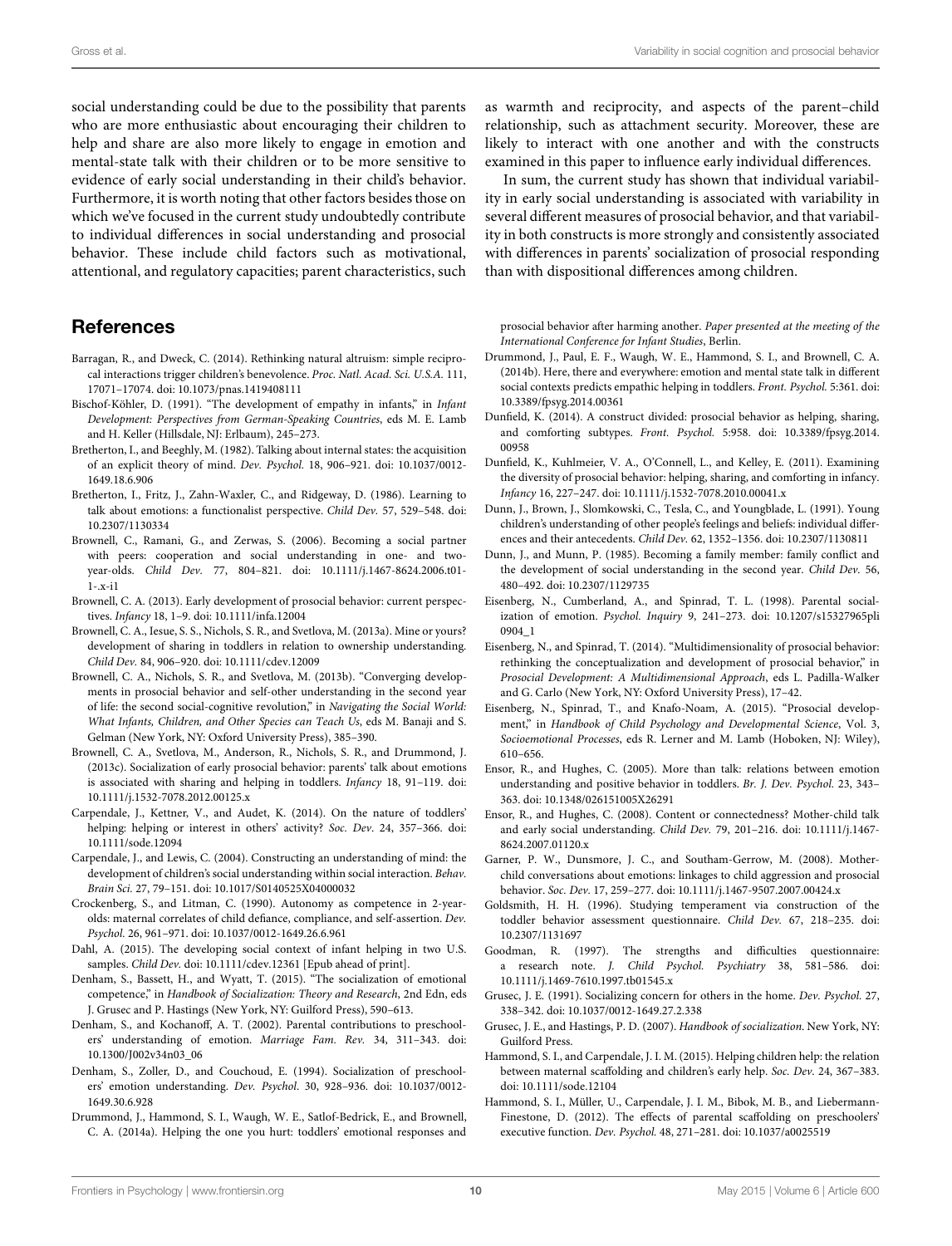social understanding could be due to the possibility that parents who are more enthusiastic about encouraging their children to help and share are also more likely to engage in emotion and mental-state talk with their children or to be more sensitive to evidence of early social understanding in their child's behavior. Furthermore, it is worth noting that other factors besides those on which we've focused in the current study undoubtedly contribute to individual differences in social understanding and prosocial behavior. These include child factors such as motivational, attentional, and regulatory capacities; parent characteristics, such as warmth and reciprocity, and aspects of the parent–child relationship, such as attachment security. Moreover, these are likely to interact with one another and with the constructs examined in this paper to influence early individual differences.

In sum, the current study has shown that individual variability in early social understanding is associated with variability in several different measures of prosocial behavior, and that variability in both constructs is more strongly and consistently associated with differences in parents' socialization of prosocial responding than with dispositional differences among children.

## References

Barragan, R., and Dweck, C. (2014). Rethinking natural altruism: simple reciprocal interactions trigger children's benevolence. *Proc. Natl. Acad. Sci. U.S.A.* 111, 17071–17074. doi: 10.1073/pnas.1419408111

Bischof-Köhler, D. (1991). "The development of empathy in infants," in *Infant Development: Perspectives from German-Speaking Countries*, eds M. E. Lamb and H. Keller (Hillsdale, NJ: Erlbaum), 245–273.

Bretherton, I., and Beeghly, M. (1982). Talking about internal states: the acquisition of an explicit theory of mind. *Dev. Psychol.* 18, 906–921. doi: 10.1037/0012-1649.18.6.906

Bretherton, I., Fritz, J., Zahn-Waxler, C., and Ridgeway, D. (1986). Learning to talk about emotions: a functionalist perspective. *Child Dev.* 57, 529–548. doi: 10.2307/1130334

Brownell, C., Ramani, G., and Zerwas, S. (2006). Becoming a social partner with peers: cooperation and social understanding in one- and two-year-olds. *Child Dev.* 77, 804–821. doi: 10.1111/j.1467-8624.2006.t01-1-.x-i1

Brownell, C. A. (2013). Early development of prosocial behavior: current perspectives. *Infancy* 18, 1–9. doi: 10.1111/infa.12004

Brownell, C. A., Iesue, S. S., Nichols, S. R., and Svetlova, M. (2013a). Mine or yours? development of sharing in toddlers in relation to ownership understanding. *Child Dev.* 84, 906–920. doi: 10.1111/cdev.12009

Brownell, C. A., Nichols, S. R., and Svetlova, M. (2013b). "Converging developments in prosocial behavior and self-other understanding in the second year of life: the second social-cognitive revolution," in *Navigating the Social World: What Infants, Children, and Other Species can Teach Us*, eds M. Banaji and S. Gelman (New York, NY: Oxford University Press), 385–390.

Brownell, C. A., Svetlova, M., Anderson, R., Nichols, S. R., and Drummond, J. (2013c). Socialization of early prosocial behavior: parents' talk about emotions is associated with sharing and helping in toddlers. *Infancy* 18, 91–119. doi: 10.1111/j.1532-7078.2012.00125.x

Carpendale, J., Kettner, V., and Audet, K. (2014). On the nature of toddlers' helping: helping or interest in others' activity? *Soc. Dev*. 24, 357–366. doi: 10.1111/sode.12094

Carpendale, J., and Lewis, C. (2004). Constructing an understanding of mind: the development of children's social understanding within social interaction. *Behav. Brain Sci.* 27, 79–151. doi: 10.1017/S0140525X04000032

Crockenberg, S., and Litman, C. (1990). Autonomy as competence in 2-year-olds: maternal correlates of child defiance, compliance, and self-assertion. *Dev. Psychol.* 26, 961–971. doi: 10.1037/0012-1649.26.6.961

Dahl, A. (2015). The developing social context of infant helping in two U.S. samples. *Child Dev.* doi: 10.1111/cdev.12361 [Epub ahead of print].

Denham, S., Bassett, H., and Wyatt, T. (2015). "The socialization of emotional competence," in *Handbook of Socialization: Theory and Research*, 2nd Edn, eds J. Grusec and P. Hastings (New York, NY: Guilford Press), 590–613.

Denham, S., and Kochanoff, A. T. (2002). Parental contributions to preschoolers' understanding of emotion. *Marriage Fam. Rev.* 34, 311–343. doi: 10.1300/J002v34n03_06

Denham, S., Zoller, D., and Couchoud, E. (1994). Socialization of preschoolers' emotion understanding. *Dev. Psychol*. 30, 928–936. doi: 10.1037/0012-1649.30.6.928

Drummond, J., Hammond, S. I., Waugh, W. E., Satlof-Bedrick, E., and Brownell, C. A. (2014a). Helping the one you hurt: toddlers' emotional responses and prosocial behavior after harming another. *Paper presented at the meeting of the International Conference for Infant Studies*, Berlin.

Drummond, J., Paul, E. F., Waugh, W. E., Hammond, S. I., and Brownell, C. A. (2014b). Here, there and everywhere: emotion and mental state talk in different social contexts predicts empathic helping in toddlers. *Front. Psychol.* 5:361. doi: 10.3389/fpsyg.2014.00361

Dunfield, K. (2014). A construct divided: prosocial behavior as helping, sharing, and comforting subtypes. *Front. Psychol.* 5:958. doi: 10.3389/fpsyg.2014.00958

Dunfield, K., Kuhlmeier, V. A., O'Connell, L., and Kelley, E. (2011). Examining the diversity of prosocial behavior: helping, sharing, and comforting in infancy. *Infancy* 16, 227–247. doi: 10.1111/j.1532-7078.2010.00041.x

Dunn, J., Brown, J., Slomkowski, C., Tesla, C., and Youngblade, L. (1991). Young children's understanding of other people's feelings and beliefs: individual differences and their antecedents. *Child Dev.* 62, 1352–1356. doi: 10.2307/1130811

Dunn, J., and Munn, P. (1985). Becoming a family member: family conflict and the development of social understanding in the second year. *Child Dev.* 56, 480–492. doi: 10.2307/1129735

Eisenberg, N., Cumberland, A., and Spinrad, T. L. (1998). Parental socialization of emotion. *Psychol. Inquiry* 9, 241–273. doi: 10.1207/s15327965pli0904_1

Eisenberg, N., and Spinrad, T. (2014). "Multidimensionality of prosocial behavior: rethinking the conceptualization and development of prosocial behavior," in *Prosocial Development: A Multidimensional Approach*, eds L. Padilla-Walker and G. Carlo (New York, NY: Oxford University Press), 17–42.

Eisenberg, N., Spinrad, T., and Knafo-Noam, A. (2015). "Prosocial development," in *Handbook of Child Psychology and Developmental Science*, Vol. 3, *Socioemotional Processes*, eds R. Lerner and M. Lamb (Hoboken, NJ: Wiley), 610–656.

Ensor, R., and Hughes, C. (2005). More than talk: relations between emotion understanding and positive behavior in toddlers. *Br. J. Dev. Psychol.* 23, 343–363. doi: 10.1348/026151005X26291

Ensor, R., and Hughes, C. (2008). Content or connectedness? Mother-child talk and early social understanding. *Child Dev.* 79, 201–216. doi: 10.1111/j.1467-8624.2007.01120.x

Garner, P. W., Dunsmore, J. C., and Southam-Gerrow, M. (2008). Mother-child conversations about emotions: linkages to child aggression and prosocial behavior. *Soc. Dev.* 17, 259–277. doi: 10.1111/j.1467-9507.2007.00424.x

Goldsmith, H. H. (1996). Studying temperament via construction of the toddler behavior assessment questionnaire. *Child Dev.* 67, 218–235. doi: 10.2307/1131697

Goodman, R. (1997). The strengths and difficulties questionnaire: a research note. *J. Child Psychol. Psychiatry* 38, 581–586. doi: 10.1111/j.1469-7610.1997.tb01545.x

Grusec, J. E. (1991). Socializing concern for others in the home. *Dev. Psychol.* 27, 338–342. doi: 10.1037/0012-1649.27.2.338

Grusec, J. E., and Hastings, P. D. (2007). *Handbook of socialization*. New York, NY: Guilford Press.

Hammond, S. I., and Carpendale, J. I. M. (2015). Helping children help: the relation between maternal scaffolding and children's early help. *Soc. Dev.* 24, 367–383. doi: 10.1111/sode.12104

Hammond, S. I., Müller, U., Carpendale, J. I. M., Bibok, M. B., and Liebermann-Finestone, D. (2012). The effects of parental scaffolding on preschoolers' executive function. *Dev. Psychol.* 48, 271–281. doi: 10.1037/a0025519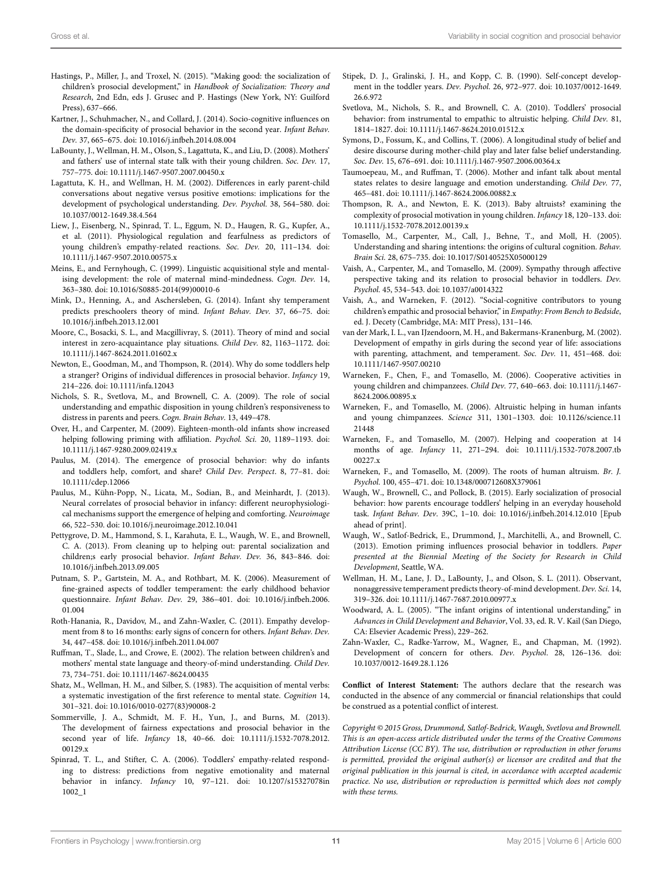Hastings, P., Miller, J., and Troxel, N. (2015). "Making good: the socialization of children's prosocial development," in *Handbook of Socialization: Theory and Research*, 2nd Edn, eds J. Grusec and P. Hastings (New York, NY: Guilford Press), 637–666.

Kartner, J., Schuhmacher, N., and Collard, J. (2014). Socio-cognitive influences on the domain-specificity of prosocial behavior in the second year. *Infant Behav. Dev.* 37, 665–675. doi: 10.1016/j.infbeh.2014.08.004

LaBounty, J., Wellman, H. M., Olson, S., Lagattuta, K., and Liu, D. (2008). Mothers' and fathers' use of internal state talk with their young children. *Soc. Dev.* 17, 757–775. doi: 10.1111/j.1467-9507.2007.00450.x

Lagattuta, K. H., and Wellman, H. M. (2002). Differences in early parent-child conversations about negative versus positive emotions: implications for the development of psychological understanding. *Dev. Psychol.* 38, 564–580. doi: 10.1037/0012-1649.38.4.564

Liew, J., Eisenberg, N., Spinrad, T. L., Eggum, N. D., Haugen, R. G., Kupfer, A., et al. (2011). Physiological regulation and fearfulness as predictors of young children's empathy-related reactions. *Soc. Dev.* 20, 111–134. doi: 10.1111/j.1467-9507.2010.00575.x

Meins, E., and Fernyhough, C. (1999). Linguistic acquisitional style and mentalising development: the role of maternal mind-mindedness. *Cogn. Dev.* 14, 363–380. doi: 10.1016/S0885-2014(99)00010-6

Mink, D., Henning, A., and Aschersleben, G. (2014). Infant shy temperament predicts preschoolers theory of mind. *Infant Behav. Dev.* 37, 66–75. doi: 10.1016/j.infbeh.2013.12.001

Moore, C., Bosacki, S. L., and Macgillivray, S. (2011). Theory of mind and social interest in zero-acquaintance play situations. *Child Dev.* 82, 1163–1172. doi: 10.1111/j.1467-8624.2011.01602.x

Newton, E., Goodman, M., and Thompson, R. (2014). Why do some toddlers help a stranger? Origins of individual differences in prosocial behavior. *Infancy* 19, 214–226. doi: 10.1111/infa.12043

Nichols, S. R., Svetlova, M., and Brownell, C. A. (2009). The role of social understanding and empathic disposition in young children's responsiveness to distress in parents and peers. *Cogn. Brain Behav.* 13, 449–478.

Over, H., and Carpenter, M. (2009). Eighteen-month-old infants show increased helping following priming with affiliation. *Psychol. Sci.* 20, 1189–1193. doi: 10.1111/j.1467-9280.2009.02419.x

Paulus, M. (2014). The emergence of prosocial behavior: why do infants and toddlers help, comfort, and share? *Child Dev. Perspect*. 8, 77–81. doi: 10.1111/cdep.12066

Paulus, M., Kühn-Popp, N., Licata, M., Sodian, B., and Meinhardt, J. (2013). Neural correlates of prosocial behavior in infancy: different neurophysiological mechanisms support the emergence of helping and comforting. *Neuroimage* 66, 522–530. doi: 10.1016/j.neuroimage.2012.10.041

Pettygrove, D. M., Hammond, S. I., Karahuta, E. L., Waugh, W. E., and Brownell, C. A. (2013). From cleaning up to helping out: parental socialization and children;s early prosocial behavior. *Infant Behav. Dev.* 36, 843–846. doi: 10.1016/j.infbeh.2013.09.005

Putnam, S. P., Gartstein, M. A., and Rothbart, M. K. (2006). Measurement of fine-grained aspects of toddler temperament: the early childhood behavior questionnaire. *Infant Behav. Dev.* 29, 386–401. doi: 10.1016/j.infbeh.2006.01.004

Roth-Hanania, R., Davidov, M., and Zahn-Waxler, C. (2011). Empathy development from 8 to 16 months: early signs of concern for others. *Infant Behav. Dev.* 34, 447–458. doi: 10.1016/j.infbeh.2011.04.007

Ruffman, T., Slade, L., and Crowe, E. (2002). The relation between children's and mothers' mental state language and theory-of-mind understanding. *Child Dev.* 73, 734–751. doi: 10.1111/1467-8624.00435

Shatz, M., Wellman, H. M., and Silber, S. (1983). The acquisition of mental verbs: a systematic investigation of the first reference to mental state. *Cognition* 14, 301–321. doi: 10.1016/0010-0277(83)90008-2

Sommerville, J. A., Schmidt, M. F. H., Yun, J., and Burns, M. (2013). The development of fairness expectations and prosocial behavior in the second year of life. *Infancy* 18, 40–66. doi: 10.1111/j.1532-7078.2012.00129.x

Spinrad, T. L., and Stifter, C. A. (2006). Toddlers' empathy-related responding to distress: predictions from negative emotionality and maternal behavior in infancy. *Infancy* 10, 97–121. doi: 10.1207/s15327078in1002_1

Stipek, D. J., Gralinski, J. H., and Kopp, C. B. (1990). Self-concept development in the toddler years. *Dev. Psychol.* 26, 972–977. doi: 10.1037/0012-1649.26.6.972

Svetlova, M., Nichols, S. R., and Brownell, C. A. (2010). Toddlers' prosocial behavior: from instrumental to empathic to altruistic helping. *Child Dev.* 81, 1814–1827. doi: 10.1111/j.1467-8624.2010.01512.x

Symons, D., Fossum, K., and Collins, T. (2006). A longitudinal study of belief and desire discourse during mother-child play and later false belief understanding. *Soc. Dev.* 15, 676–691. doi: 10.1111/j.1467-9507.2006.00364.x

Taumoepeau, M., and Ruffman, T. (2006). Mother and infant talk about mental states relates to desire language and emotion understanding. *Child Dev.* 77, 465–481. doi: 10.1111/j.1467-8624.2006.00882.x

Thompson, R. A., and Newton, E. K. (2013). Baby altruists? examining the complexity of prosocial motivation in young children. *Infancy* 18, 120–133. doi: 10.1111/j.1532-7078.2012.00139.x

Tomasello, M., Carpenter, M., Call, J., Behne, T., and Moll, H. (2005). Understanding and sharing intentions: the origins of cultural cognition. *Behav. Brain Sci.* 28, 675–735. doi: 10.1017/S0140525X05000129

Vaish, A., Carpenter, M., and Tomasello, M. (2009). Sympathy through affective perspective taking and its relation to prosocial behavior in toddlers. *Dev. Psychol.* 45, 534–543. doi: 10.1037/a0014322

Vaish, A., and Warneken, F. (2012). "Social-cognitive contributors to young children's empathic and prosocial behavior," in *Empathy: From Bench to Bedside*, ed. J. Decety (Cambridge, MA: MIT Press), 131–146.

van der Mark, I. L., van IJzendoorn, M. H., and Bakermans-Kranenburg, M. (2002). Development of empathy in girls during the second year of life: associations with parenting, attachment, and temperament. *Soc. Dev.* 11, 451–468. doi: 10.1111/1467-9507.00210

Warneken, F., Chen, F., and Tomasello, M. (2006). Cooperative activities in young children and chimpanzees. *Child Dev.* 77, 640–663. doi: 10.1111/j.1467-8624.2006.00895.x

Warneken, F., and Tomasello, M. (2006). Altruistic helping in human infants and young chimpanzees. *Science* 311, 1301–1303. doi: 10.1126/science.1121448

Warneken, F., and Tomasello, M. (2007). Helping and cooperation at 14 months of age. *Infancy* 11, 271–294. doi: 10.1111/j.1532-7078.2007.tb00227.x

Warneken, F., and Tomasello, M. (2009). The roots of human altruism. *Br. J. Psychol.* 100, 455–471. doi: 10.1348/000712608X379061

Waugh, W., Brownell, C., and Pollock, B. (2015). Early socialization of prosocial behavior: how parents encourage toddlers' helping in an everyday household task. *Infant Behav. Dev*. 39C, 1–10. doi: 10.1016/j.infbeh.2014.12.010 [Epub ahead of print].

Waugh, W., Satlof-Bedrick, E., Drummond, J., Marchitelli, A., and Brownell, C. (2013). Emotion priming influences prosocial behavior in toddlers. *Paper presented at the Biennial Meeting of the Society for Research in Child Development*, Seattle, WA.

Wellman, H. M., Lane, J. D., LaBounty, J., and Olson, S. L. (2011). Observant, nonaggressive temperament predicts theory-of-mind development. *Dev. Sci.* 14, 319–326. doi: 10.1111/j.1467-7687.2010.00977.x

Woodward, A. L. (2005). "The infant origins of intentional understanding," in *Advances in Child Development and Behavior*, Vol. 33, ed. R. V. Kail (San Diego, CA: Elsevier Academic Press), 229–262.

Zahn-Waxler, C., Radke-Yarrow, M., Wagner, E., and Chapman, M. (1992). Development of concern for others. *Dev. Psychol*. 28, 126–136. doi: 10.1037/0012-1649.28.1.126

**Conflict of Interest Statement:** The authors declare that the research was conducted in the absence of any commercial or financial relationships that could be construed as a potential conflict of interest.

*Copyright © 2015 Gross, Drummond, Satlof-Bedrick, Waugh, Svetlova and Brownell. This is an open-access article distributed under the terms of the Creative Commons Attribution License (CC BY). The use, distribution or reproduction in other forums is permitted, provided the original author(s) or licensor are credited and that the original publication in this journal is cited, in accordance with accepted academic practice. No use, distribution or reproduction is permitted which does not comply with these terms.*